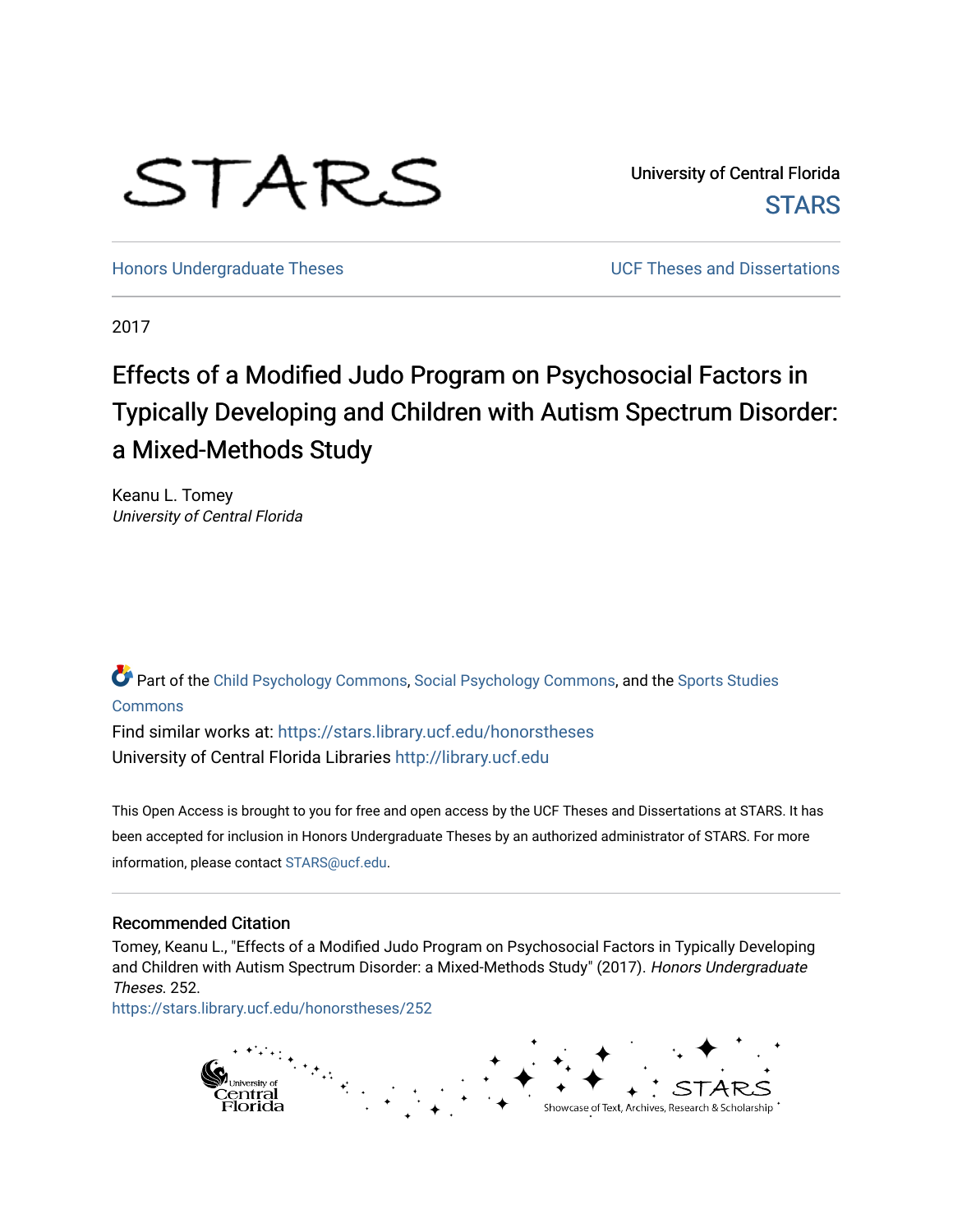STARS

University of Central Florida
STARS

Honors Undergraduate Theses

UCF Theses and Dissertations

2017

# Effects of a Modified Judo Program on Psychosocial Factors in Typically Developing and Children with Autism Spectrum Disorder: a Mixed-Methods Study

Keanu L. Tomey
*University of Central Florida*

Part of the Child Psychology Commons, Social Psychology Commons, and the Sports Studies Commons

Find similar works at: https://stars.library.ucf.edu/honorstheses
University of Central Florida Libraries http://library.ucf.edu

This Open Access is brought to you for free and open access by the UCF Theses and Dissertations at STARS. It has been accepted for inclusion in Honors Undergraduate Theses by an authorized administrator of STARS. For more information, please contact STARS@ucf.edu.

## Recommended Citation

Tomey, Keanu L., "Effects of a Modified Judo Program on Psychosocial Factors in Typically Developing and Children with Autism Spectrum Disorder: a Mixed-Methods Study" (2017). *Honors Undergraduate Theses*. 252.
https://stars.library.ucf.edu/honorstheses/252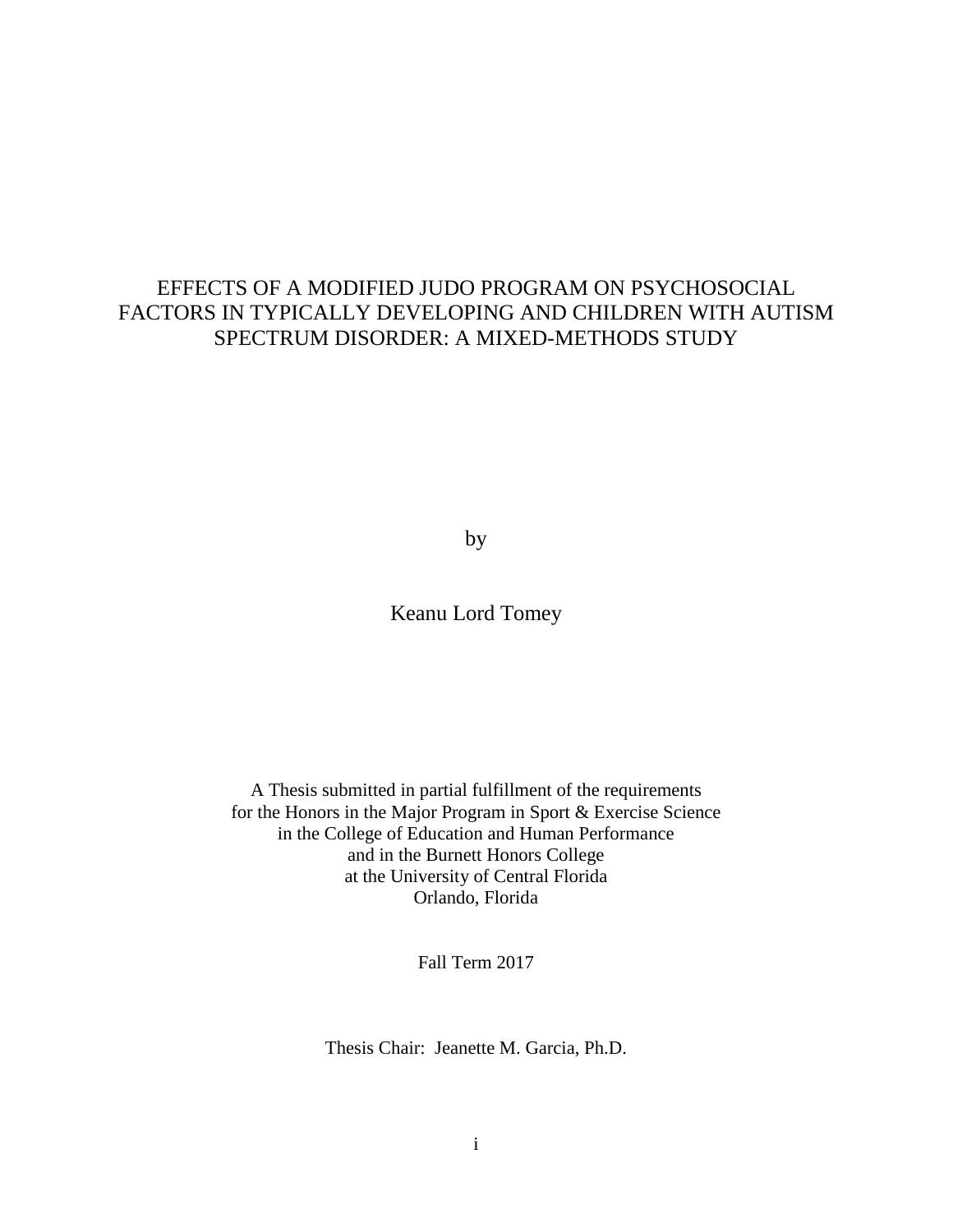# EFFECTS OF A MODIFIED JUDO PROGRAM ON PSYCHOSOCIAL FACTORS IN TYPICALLY DEVELOPING AND CHILDREN WITH AUTISM SPECTRUM DISORDER: A MIXED-METHODS STUDY

by

Keanu Lord Tomey

A Thesis submitted in partial fulfillment of the requirements
for the Honors in the Major Program in Sport & Exercise Science
in the College of Education and Human Performance
and in the Burnett Honors College
at the University of Central Florida
Orlando, Florida

Fall Term 2017

Thesis Chair: Jeanette M. Garcia, Ph.D.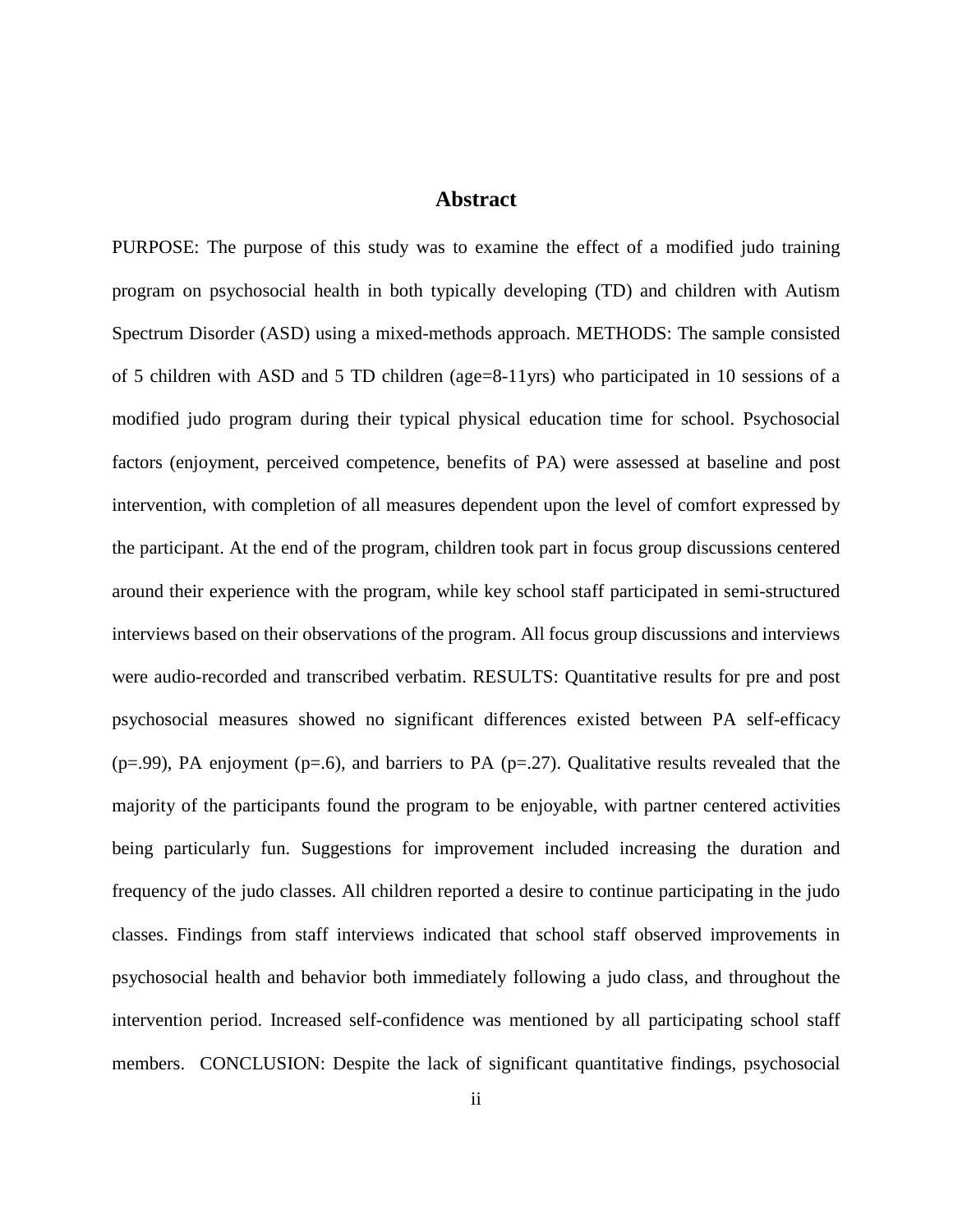# Abstract

PURPOSE: The purpose of this study was to examine the effect of a modified judo training program on psychosocial health in both typically developing (TD) and children with Autism Spectrum Disorder (ASD) using a mixed-methods approach. METHODS: The sample consisted of 5 children with ASD and 5 TD children (age=8-11yrs) who participated in 10 sessions of a modified judo program during their typical physical education time for school. Psychosocial factors (enjoyment, perceived competence, benefits of PA) were assessed at baseline and post intervention, with completion of all measures dependent upon the level of comfort expressed by the participant. At the end of the program, children took part in focus group discussions centered around their experience with the program, while key school staff participated in semi-structured interviews based on their observations of the program. All focus group discussions and interviews were audio-recorded and transcribed verbatim. RESULTS: Quantitative results for pre and post psychosocial measures showed no significant differences existed between PA self-efficacy ($p=.99$), PA enjoyment ($p=.6$), and barriers to PA ($p=.27$). Qualitative results revealed that the majority of the participants found the program to be enjoyable, with partner centered activities being particularly fun. Suggestions for improvement included increasing the duration and frequency of the judo classes. All children reported a desire to continue participating in the judo classes. Findings from staff interviews indicated that school staff observed improvements in psychosocial health and behavior both immediately following a judo class, and throughout the intervention period. Increased self-confidence was mentioned by all participating school staff members. CONCLUSION: Despite the lack of significant quantitative findings, psychosocial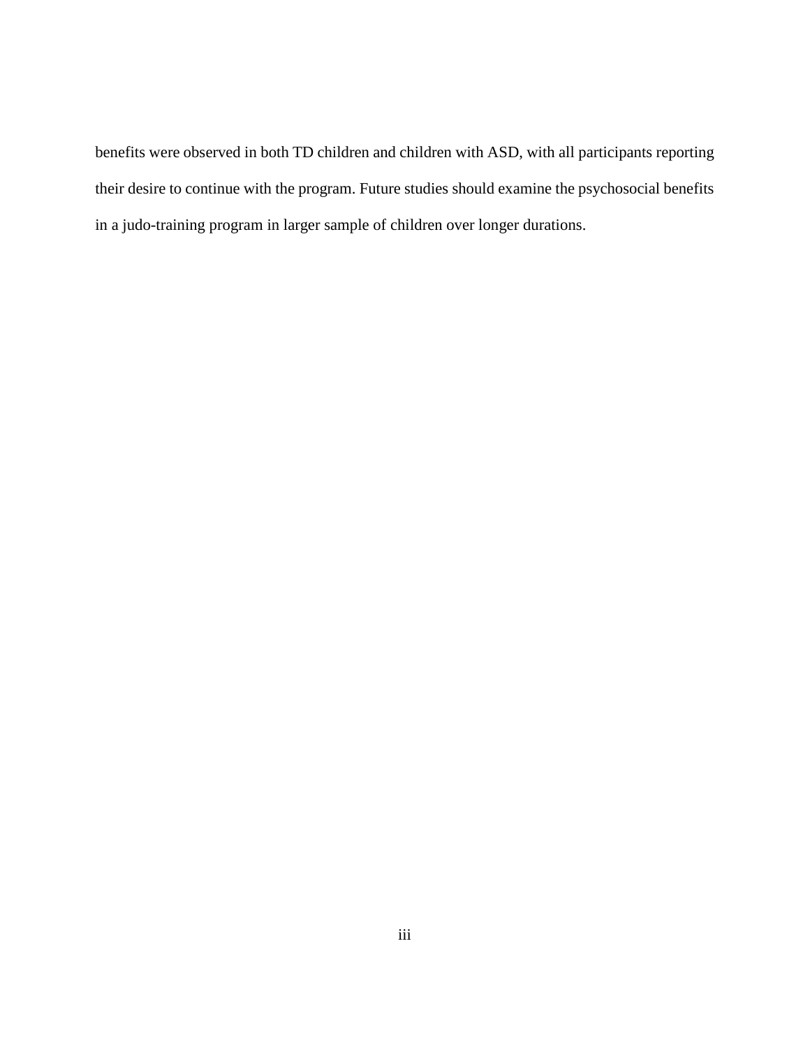benefits were observed in both TD children and children with ASD, with all participants reporting their desire to continue with the program. Future studies should examine the psychosocial benefits in a judo-training program in larger sample of children over longer durations.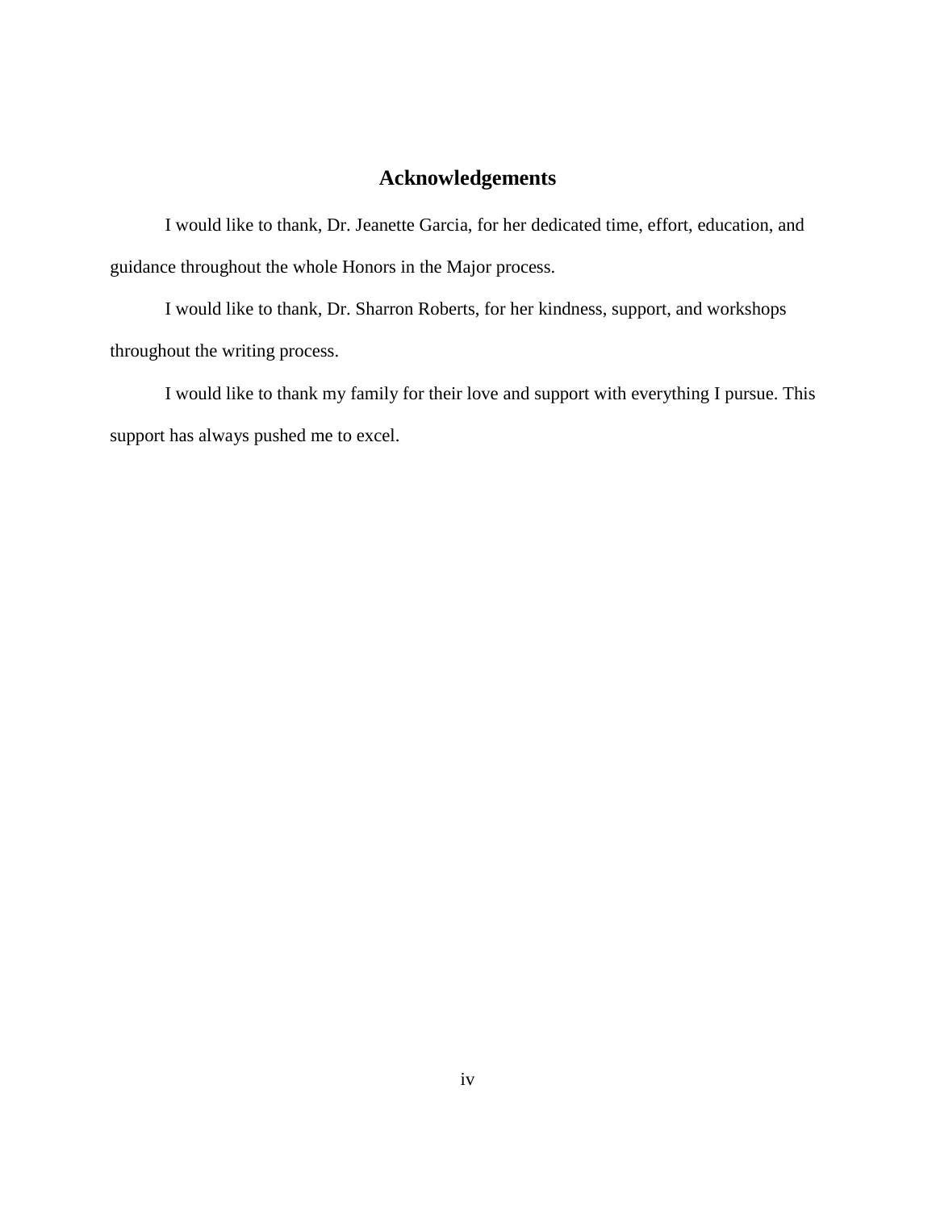## Acknowledgements

I would like to thank, Dr. Jeanette Garcia, for her dedicated time, effort, education, and guidance throughout the whole Honors in the Major process.

I would like to thank, Dr. Sharron Roberts, for her kindness, support, and workshops throughout the writing process.

I would like to thank my family for their love and support with everything I pursue. This support has always pushed me to excel.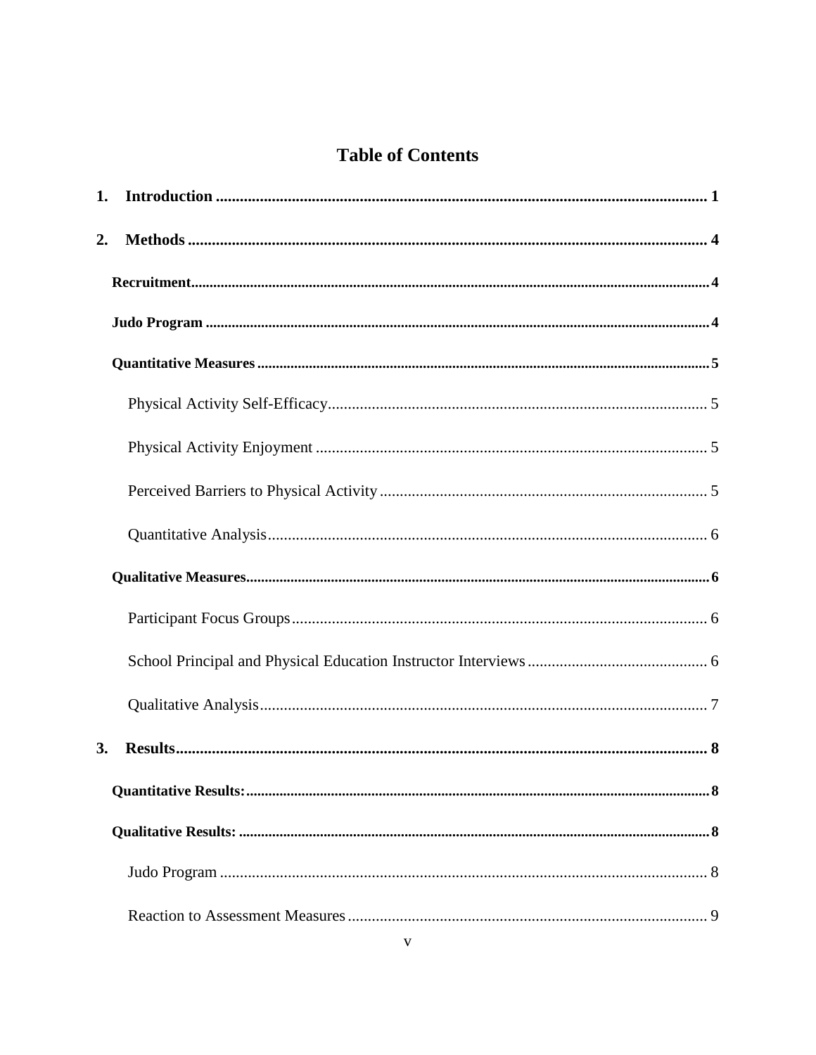# Table of Contents

**1. Introduction** ........ **1**

**2. Methods** ........ **4**

- **Recruitment** ........ **4**
- **Judo Program** ........ **4**
- **Quantitative Measures** ........ **5**
  - Physical Activity Self-Efficacy ........ 5
  - Physical Activity Enjoyment ........ 5
  - Perceived Barriers to Physical Activity ........ 5
  - Quantitative Analysis ........ 6
- **Qualitative Measures** ........ **6**
  - Participant Focus Groups ........ 6
  - School Principal and Physical Education Instructor Interviews ........ 6
  - Qualitative Analysis ........ 7

**3. Results** ........ **8**

- **Quantitative Results:** ........ **8**
- **Qualitative Results:** ........ **8**
  - Judo Program ........ 8
  - Reaction to Assessment Measures ........ 9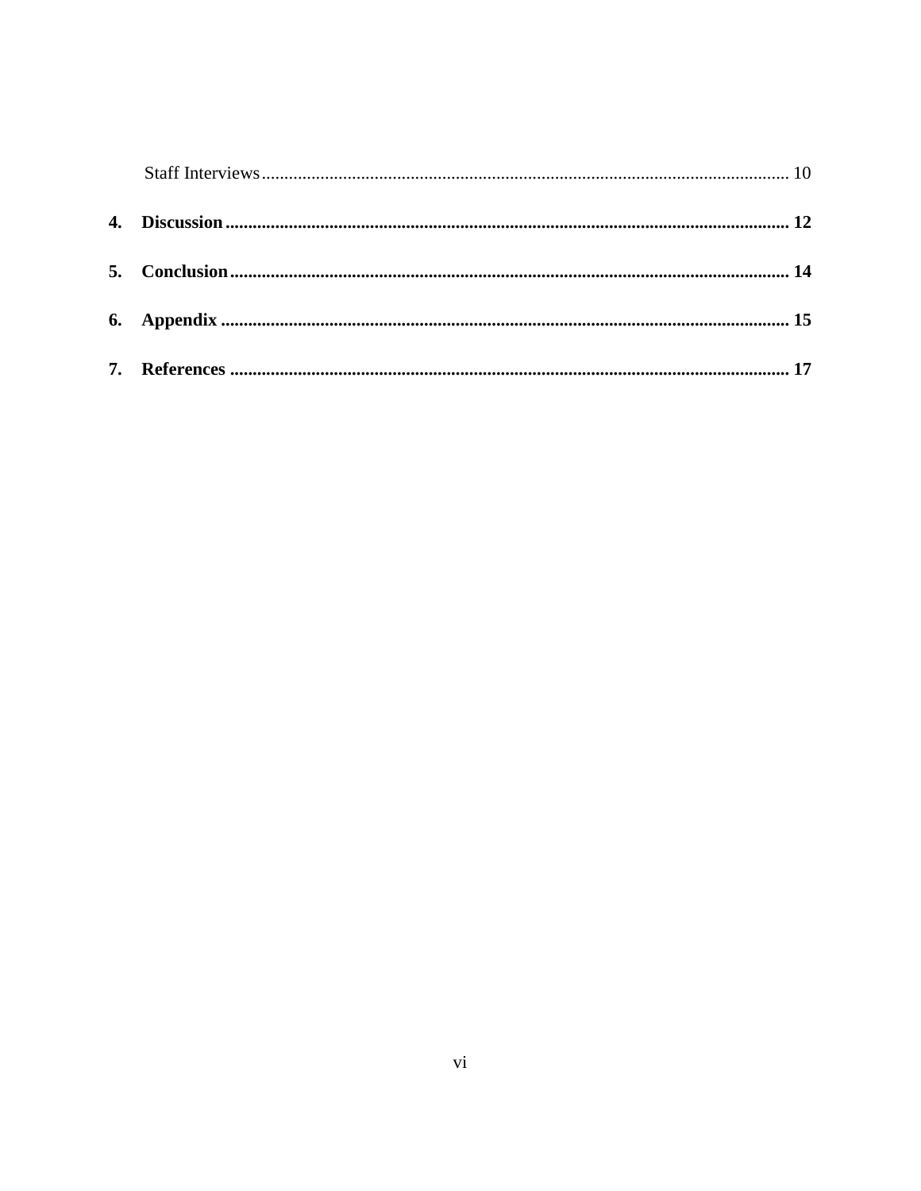Staff Interviews .................................................................................................................... 10

**4. Discussion** ............................................................................................................................ **12**

**5. Conclusion** ........................................................................................................................... **14**

**6. Appendix** ............................................................................................................................. **15**

**7. References** ........................................................................................................................... **17**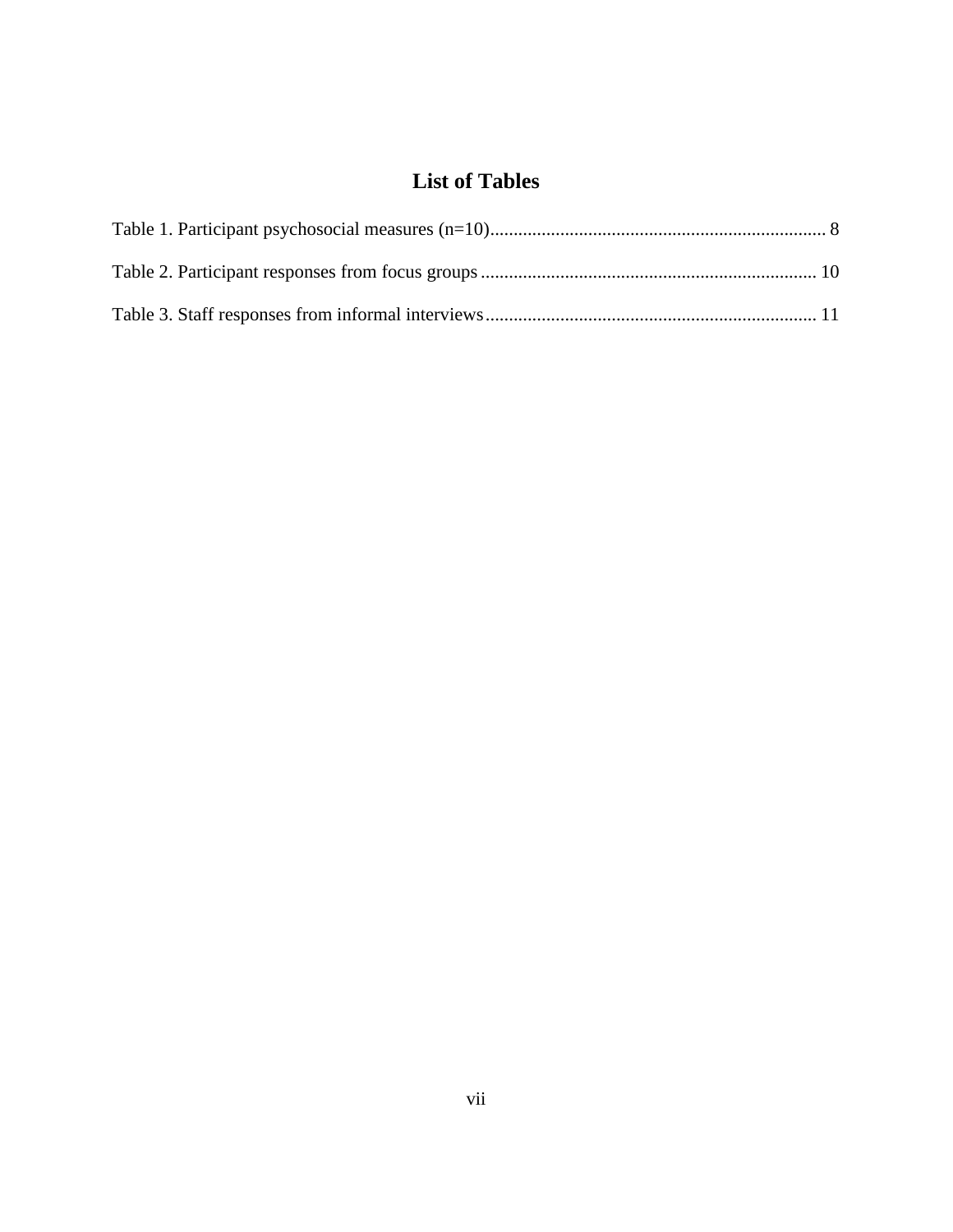# List of Tables

Table 1. Participant psychosocial measures (n=10)........................................................................ 8

Table 2. Participant responses from focus groups ....................................................................... 10

Table 3. Staff responses from informal interviews....................................................................... 11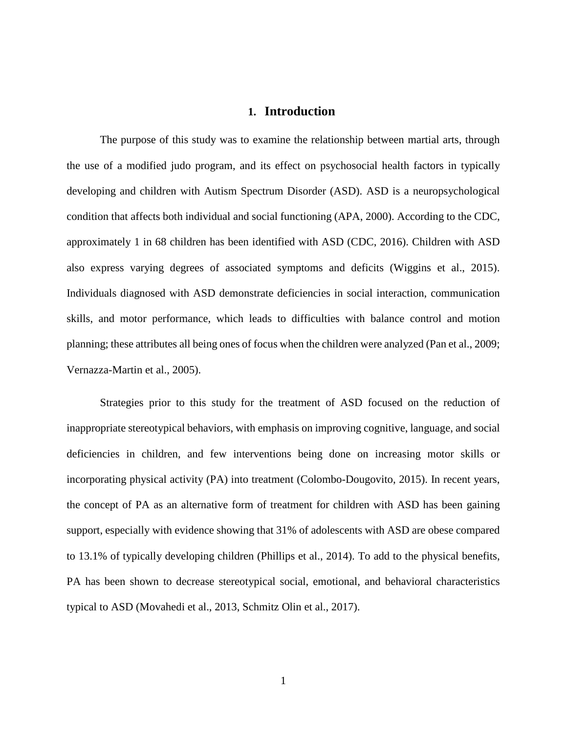# 1. Introduction

The purpose of this study was to examine the relationship between martial arts, through the use of a modified judo program, and its effect on psychosocial health factors in typically developing and children with Autism Spectrum Disorder (ASD). ASD is a neuropsychological condition that affects both individual and social functioning (APA, 2000). According to the CDC, approximately 1 in 68 children has been identified with ASD (CDC, 2016). Children with ASD also express varying degrees of associated symptoms and deficits (Wiggins et al., 2015). Individuals diagnosed with ASD demonstrate deficiencies in social interaction, communication skills, and motor performance, which leads to difficulties with balance control and motion planning; these attributes all being ones of focus when the children were analyzed (Pan et al., 2009; Vernazza-Martin et al., 2005).

Strategies prior to this study for the treatment of ASD focused on the reduction of inappropriate stereotypical behaviors, with emphasis on improving cognitive, language, and social deficiencies in children, and few interventions being done on increasing motor skills or incorporating physical activity (PA) into treatment (Colombo-Dougovito, 2015). In recent years, the concept of PA as an alternative form of treatment for children with ASD has been gaining support, especially with evidence showing that 31% of adolescents with ASD are obese compared to 13.1% of typically developing children (Phillips et al., 2014). To add to the physical benefits, PA has been shown to decrease stereotypical social, emotional, and behavioral characteristics typical to ASD (Movahedi et al., 2013, Schmitz Olin et al., 2017).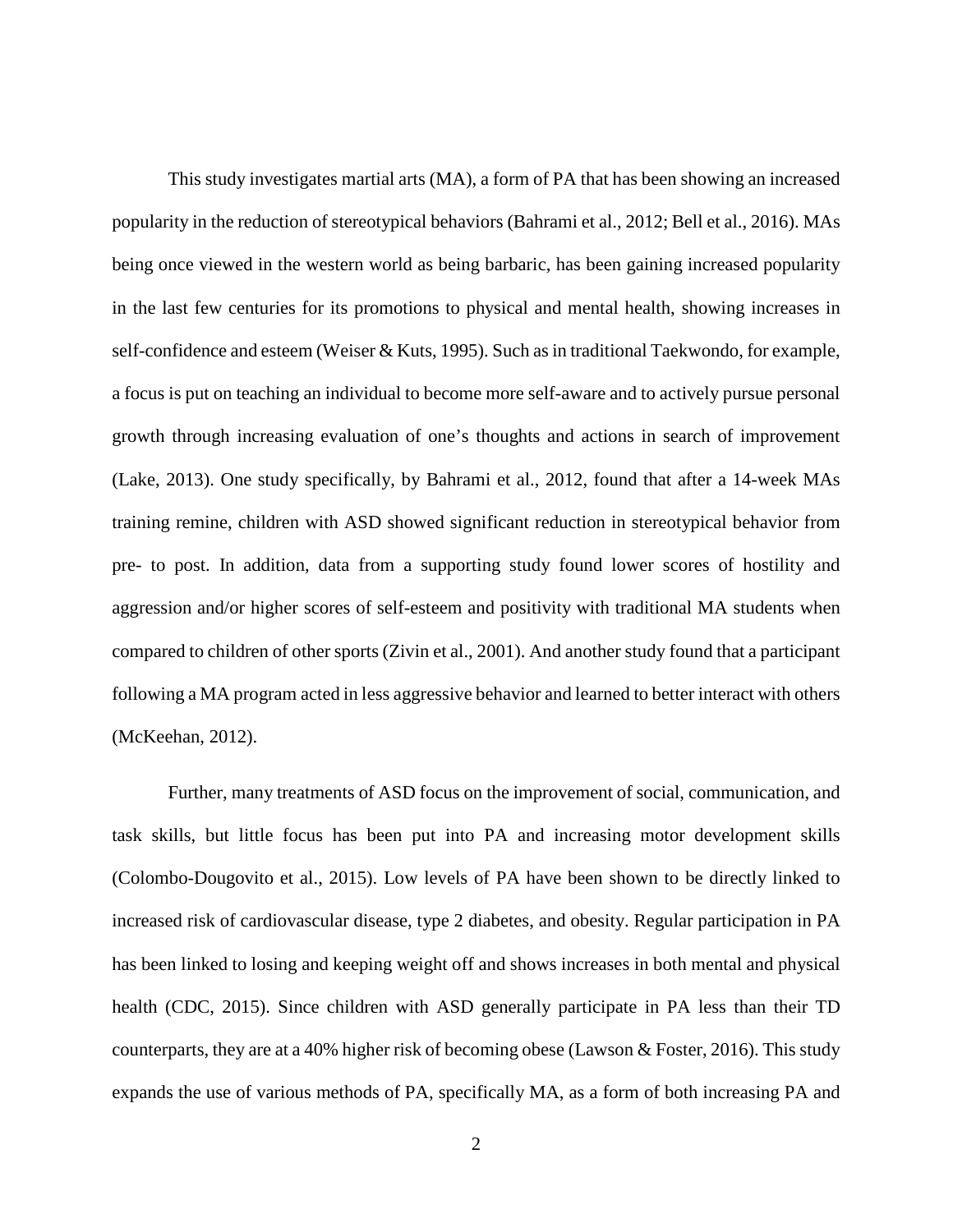This study investigates martial arts (MA), a form of PA that has been showing an increased popularity in the reduction of stereotypical behaviors (Bahrami et al., 2012; Bell et al., 2016). MAs being once viewed in the western world as being barbaric, has been gaining increased popularity in the last few centuries for its promotions to physical and mental health, showing increases in self-confidence and esteem (Weiser & Kuts, 1995). Such as in traditional Taekwondo, for example, a focus is put on teaching an individual to become more self-aware and to actively pursue personal growth through increasing evaluation of one's thoughts and actions in search of improvement (Lake, 2013). One study specifically, by Bahrami et al., 2012, found that after a 14-week MAs training remine, children with ASD showed significant reduction in stereotypical behavior from pre- to post. In addition, data from a supporting study found lower scores of hostility and aggression and/or higher scores of self-esteem and positivity with traditional MA students when compared to children of other sports (Zivin et al., 2001). And another study found that a participant following a MA program acted in less aggressive behavior and learned to better interact with others (McKeehan, 2012).

Further, many treatments of ASD focus on the improvement of social, communication, and task skills, but little focus has been put into PA and increasing motor development skills (Colombo-Dougovito et al., 2015). Low levels of PA have been shown to be directly linked to increased risk of cardiovascular disease, type 2 diabetes, and obesity. Regular participation in PA has been linked to losing and keeping weight off and shows increases in both mental and physical health (CDC, 2015). Since children with ASD generally participate in PA less than their TD counterparts, they are at a 40% higher risk of becoming obese (Lawson & Foster, 2016). This study expands the use of various methods of PA, specifically MA, as a form of both increasing PA and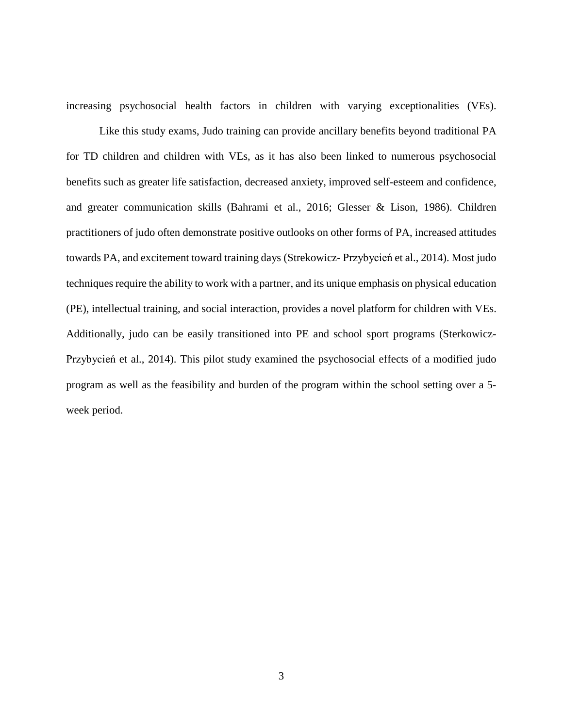increasing psychosocial health factors in children with varying exceptionalities (VEs).

Like this study exams, Judo training can provide ancillary benefits beyond traditional PA for TD children and children with VEs, as it has also been linked to numerous psychosocial benefits such as greater life satisfaction, decreased anxiety, improved self-esteem and confidence, and greater communication skills (Bahrami et al., 2016; Glesser & Lison, 1986). Children practitioners of judo often demonstrate positive outlooks on other forms of PA, increased attitudes towards PA, and excitement toward training days (Strekowicz- Przybycień et al., 2014). Most judo techniques require the ability to work with a partner, and its unique emphasis on physical education (PE), intellectual training, and social interaction, provides a novel platform for children with VEs. Additionally, judo can be easily transitioned into PE and school sport programs (Sterkowicz-Przybycień et al., 2014). This pilot study examined the psychosocial effects of a modified judo program as well as the feasibility and burden of the program within the school setting over a 5-week period.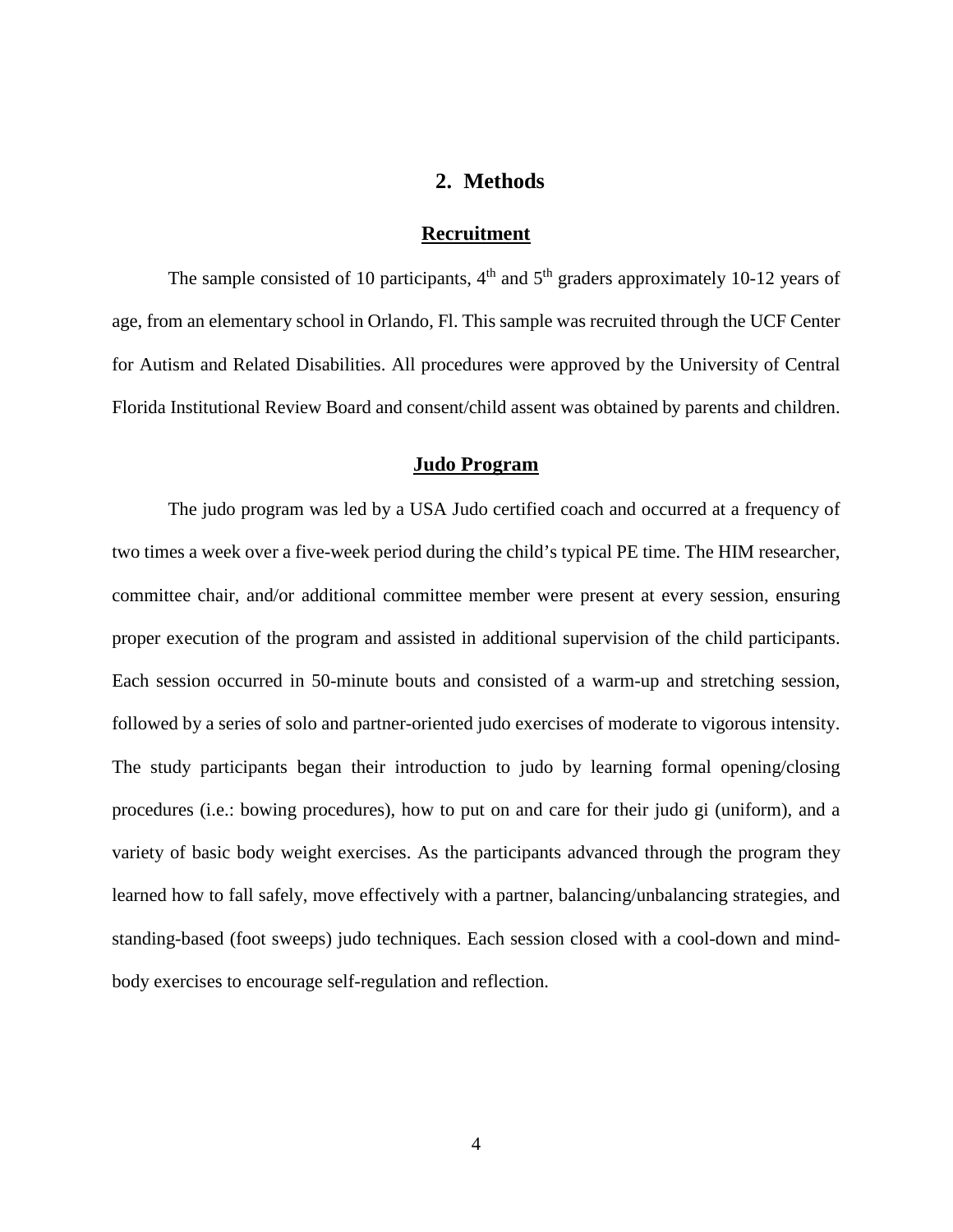## 2. Methods

### Recruitment

The sample consisted of 10 participants, 4th and 5th graders approximately 10-12 years of age, from an elementary school in Orlando, Fl. This sample was recruited through the UCF Center for Autism and Related Disabilities. All procedures were approved by the University of Central Florida Institutional Review Board and consent/child assent was obtained by parents and children.

### Judo Program

The judo program was led by a USA Judo certified coach and occurred at a frequency of two times a week over a five-week period during the child's typical PE time. The HIM researcher, committee chair, and/or additional committee member were present at every session, ensuring proper execution of the program and assisted in additional supervision of the child participants. Each session occurred in 50-minute bouts and consisted of a warm-up and stretching session, followed by a series of solo and partner-oriented judo exercises of moderate to vigorous intensity. The study participants began their introduction to judo by learning formal opening/closing procedures (i.e.: bowing procedures), how to put on and care for their judo gi (uniform), and a variety of basic body weight exercises. As the participants advanced through the program they learned how to fall safely, move effectively with a partner, balancing/unbalancing strategies, and standing-based (foot sweeps) judo techniques. Each session closed with a cool-down and mind-body exercises to encourage self-regulation and reflection.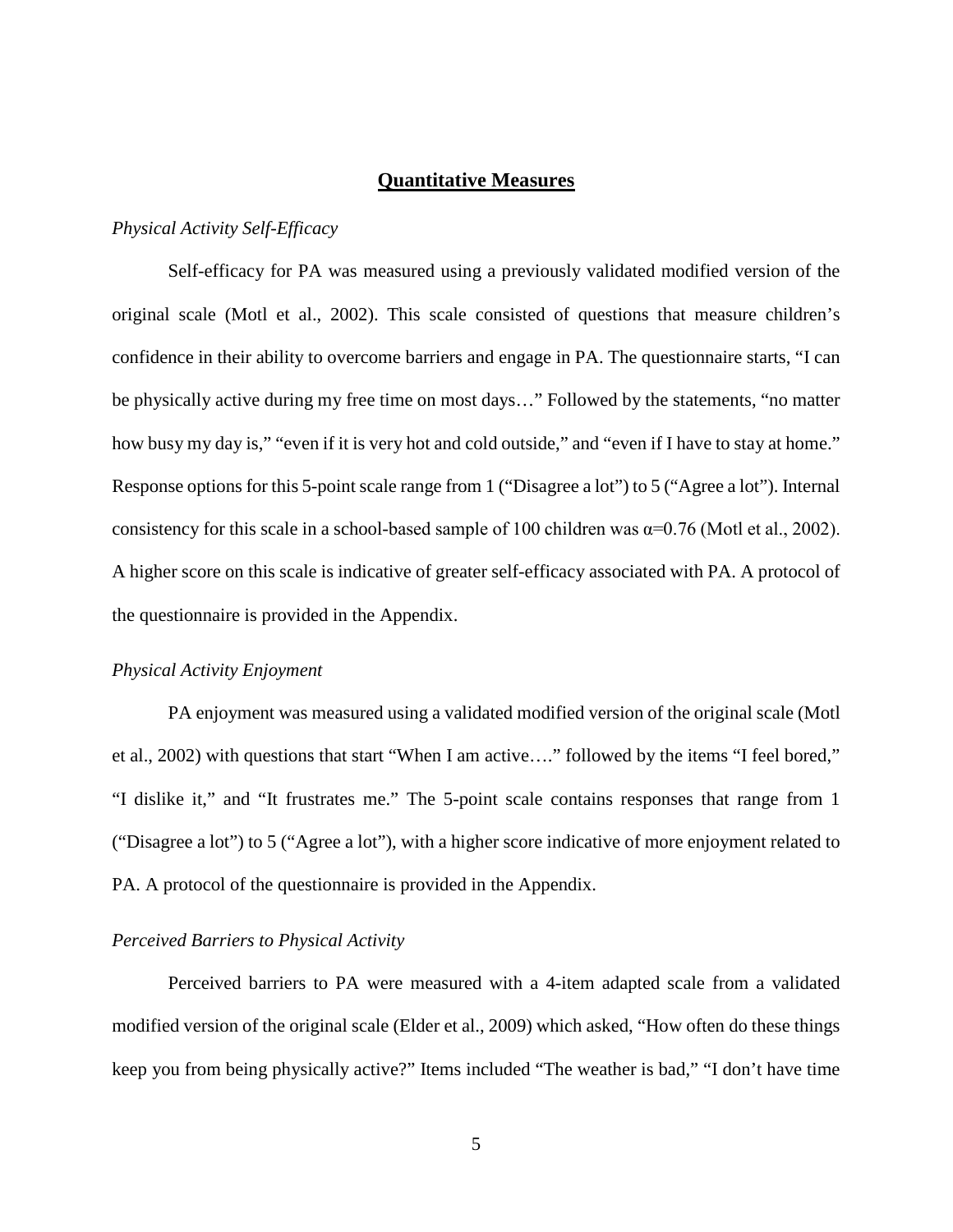## **Quantitative Measures**

*Physical Activity Self-Efficacy*

Self-efficacy for PA was measured using a previously validated modified version of the original scale (Motl et al., 2002). This scale consisted of questions that measure children's confidence in their ability to overcome barriers and engage in PA. The questionnaire starts, "I can be physically active during my free time on most days…" Followed by the statements, "no matter how busy my day is," "even if it is very hot and cold outside," and "even if I have to stay at home." Response options for this 5-point scale range from 1 ("Disagree a lot") to 5 ("Agree a lot"). Internal consistency for this scale in a school-based sample of 100 children was $\alpha$=0.76 (Motl et al., 2002). A higher score on this scale is indicative of greater self-efficacy associated with PA. A protocol of the questionnaire is provided in the Appendix.

*Physical Activity Enjoyment*

PA enjoyment was measured using a validated modified version of the original scale (Motl et al., 2002) with questions that start "When I am active…." followed by the items "I feel bored," "I dislike it," and "It frustrates me." The 5-point scale contains responses that range from 1 ("Disagree a lot") to 5 ("Agree a lot"), with a higher score indicative of more enjoyment related to PA. A protocol of the questionnaire is provided in the Appendix.

*Perceived Barriers to Physical Activity*

Perceived barriers to PA were measured with a 4-item adapted scale from a validated modified version of the original scale (Elder et al., 2009) which asked, "How often do these things keep you from being physically active?" Items included "The weather is bad," "I don't have time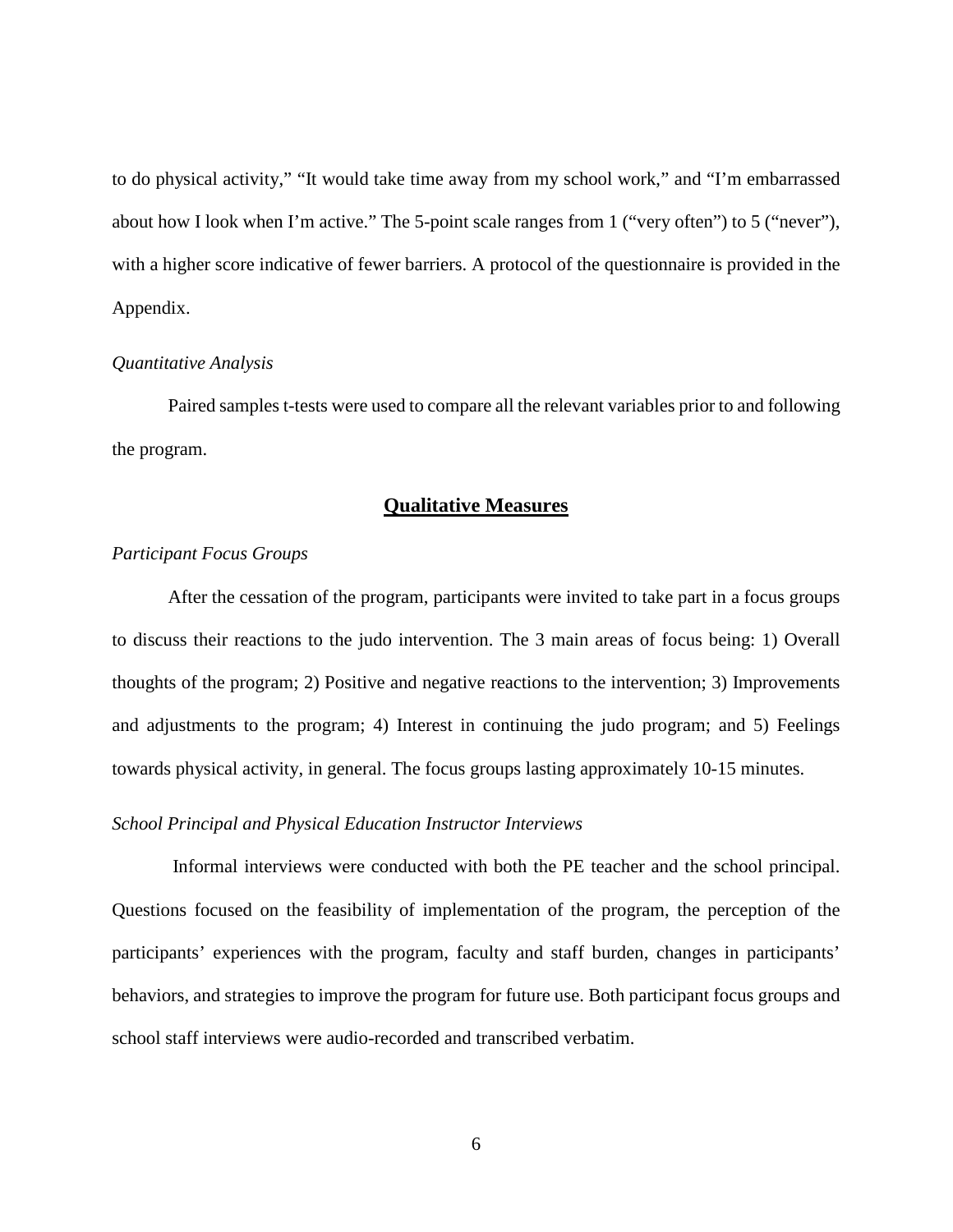to do physical activity," "It would take time away from my school work," and "I'm embarrassed about how I look when I'm active." The 5-point scale ranges from 1 ("very often") to 5 ("never"), with a higher score indicative of fewer barriers. A protocol of the questionnaire is provided in the Appendix.

*Quantitative Analysis*

Paired samples t-tests were used to compare all the relevant variables prior to and following the program.

## Qualitative Measures

*Participant Focus Groups*

After the cessation of the program, participants were invited to take part in a focus groups to discuss their reactions to the judo intervention. The 3 main areas of focus being: 1) Overall thoughts of the program; 2) Positive and negative reactions to the intervention; 3) Improvements and adjustments to the program; 4) Interest in continuing the judo program; and 5) Feelings towards physical activity, in general. The focus groups lasting approximately 10-15 minutes.

*School Principal and Physical Education Instructor Interviews*

Informal interviews were conducted with both the PE teacher and the school principal. Questions focused on the feasibility of implementation of the program, the perception of the participants' experiences with the program, faculty and staff burden, changes in participants' behaviors, and strategies to improve the program for future use. Both participant focus groups and school staff interviews were audio-recorded and transcribed verbatim.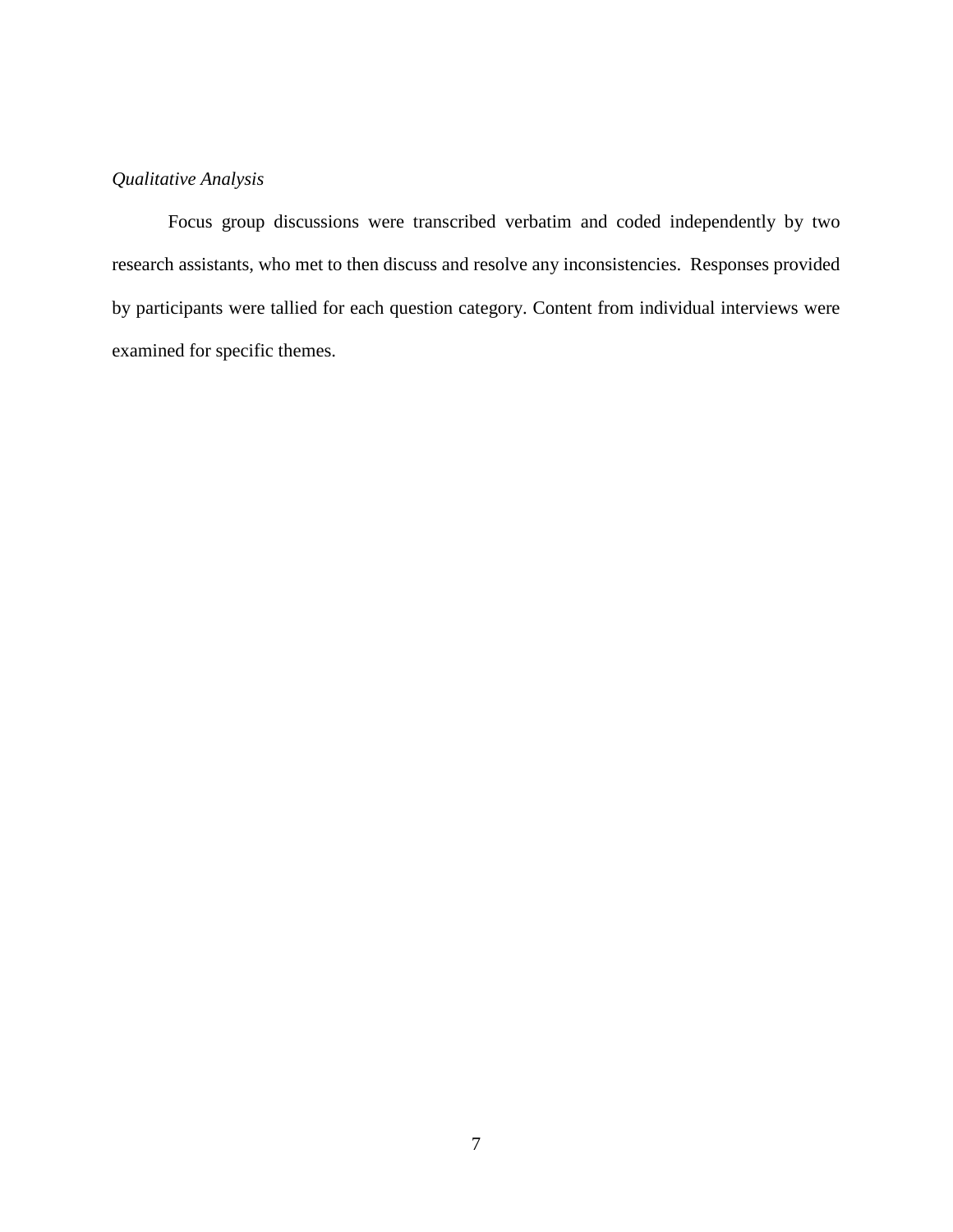*Qualitative Analysis*

Focus group discussions were transcribed verbatim and coded independently by two research assistants, who met to then discuss and resolve any inconsistencies. Responses provided by participants were tallied for each question category. Content from individual interviews were examined for specific themes.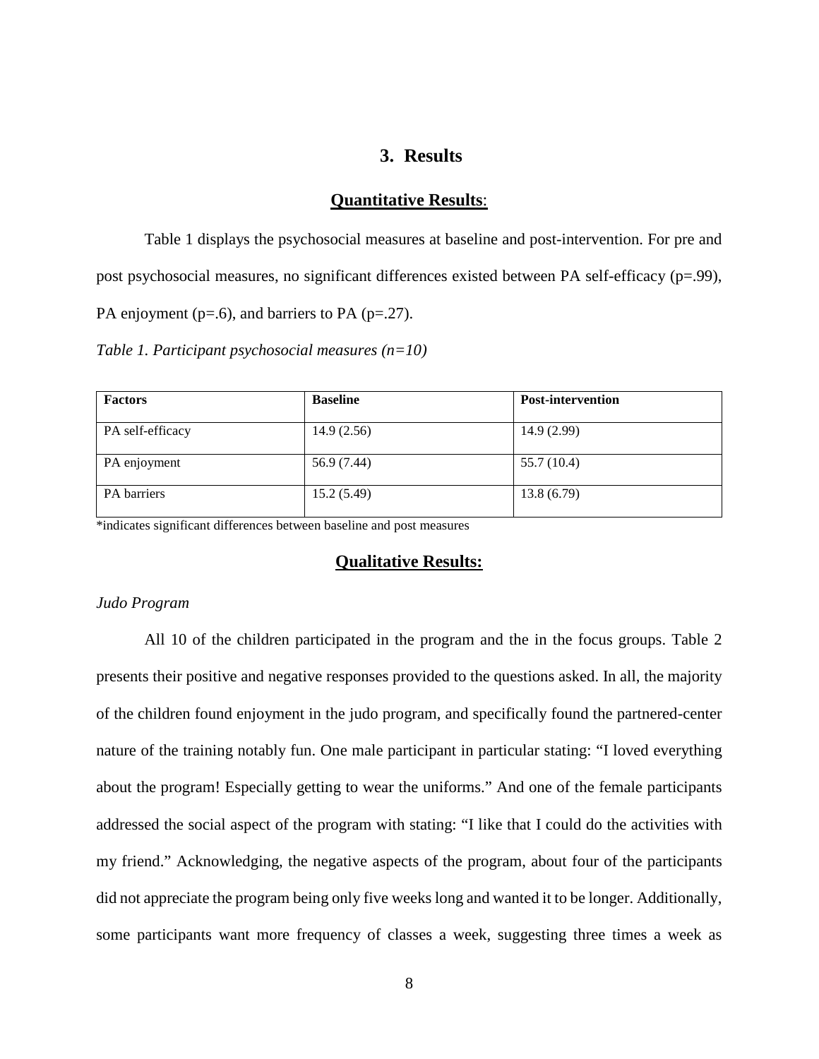## 3. Results

### Quantitative Results:

Table 1 displays the psychosocial measures at baseline and post-intervention. For pre and post psychosocial measures, no significant differences existed between PA self-efficacy ($p=.99$), PA enjoyment ($p=.6$), and barriers to PA ($p=.27$).

*Table 1. Participant psychosocial measures (n=10)*

| Factors | Baseline | Post-intervention |
|---|---|---|
| PA self-efficacy | 14.9 (2.56) | 14.9 (2.99) |
| PA enjoyment | 56.9 (7.44) | 55.7 (10.4) |
| PA barriers | 15.2 (5.49) | 13.8 (6.79) |

*indicates significant differences between baseline and post measures

### Qualitative Results:

*Judo Program*

All 10 of the children participated in the program and the in the focus groups. Table 2 presents their positive and negative responses provided to the questions asked. In all, the majority of the children found enjoyment in the judo program, and specifically found the partnered-center nature of the training notably fun. One male participant in particular stating: "I loved everything about the program! Especially getting to wear the uniforms." And one of the female participants addressed the social aspect of the program with stating: "I like that I could do the activities with my friend." Acknowledging, the negative aspects of the program, about four of the participants did not appreciate the program being only five weeks long and wanted it to be longer. Additionally, some participants want more frequency of classes a week, suggesting three times a week as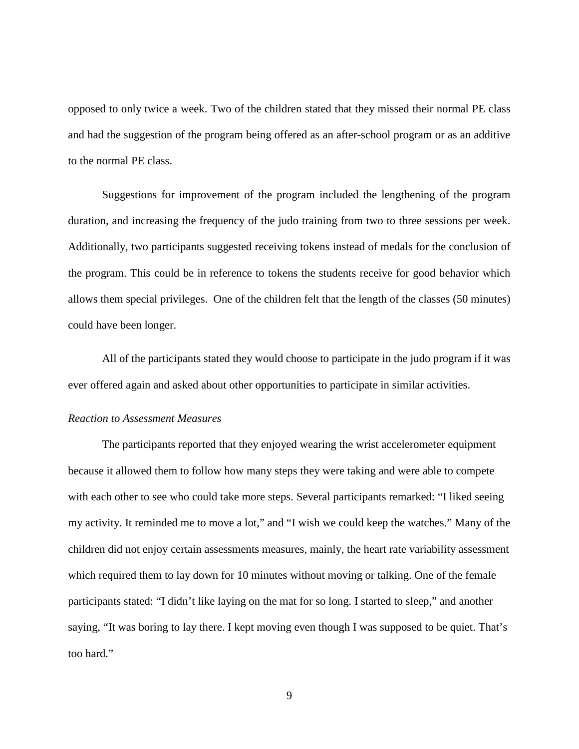opposed to only twice a week. Two of the children stated that they missed their normal PE class and had the suggestion of the program being offered as an after-school program or as an additive to the normal PE class.

Suggestions for improvement of the program included the lengthening of the program duration, and increasing the frequency of the judo training from two to three sessions per week. Additionally, two participants suggested receiving tokens instead of medals for the conclusion of the program. This could be in reference to tokens the students receive for good behavior which allows them special privileges. One of the children felt that the length of the classes (50 minutes) could have been longer.

All of the participants stated they would choose to participate in the judo program if it was ever offered again and asked about other opportunities to participate in similar activities.

*Reaction to Assessment Measures*

The participants reported that they enjoyed wearing the wrist accelerometer equipment because it allowed them to follow how many steps they were taking and were able to compete with each other to see who could take more steps. Several participants remarked: "I liked seeing my activity. It reminded me to move a lot," and "I wish we could keep the watches." Many of the children did not enjoy certain assessments measures, mainly, the heart rate variability assessment which required them to lay down for 10 minutes without moving or talking. One of the female participants stated: "I didn't like laying on the mat for so long. I started to sleep," and another saying, "It was boring to lay there. I kept moving even though I was supposed to be quiet. That's too hard."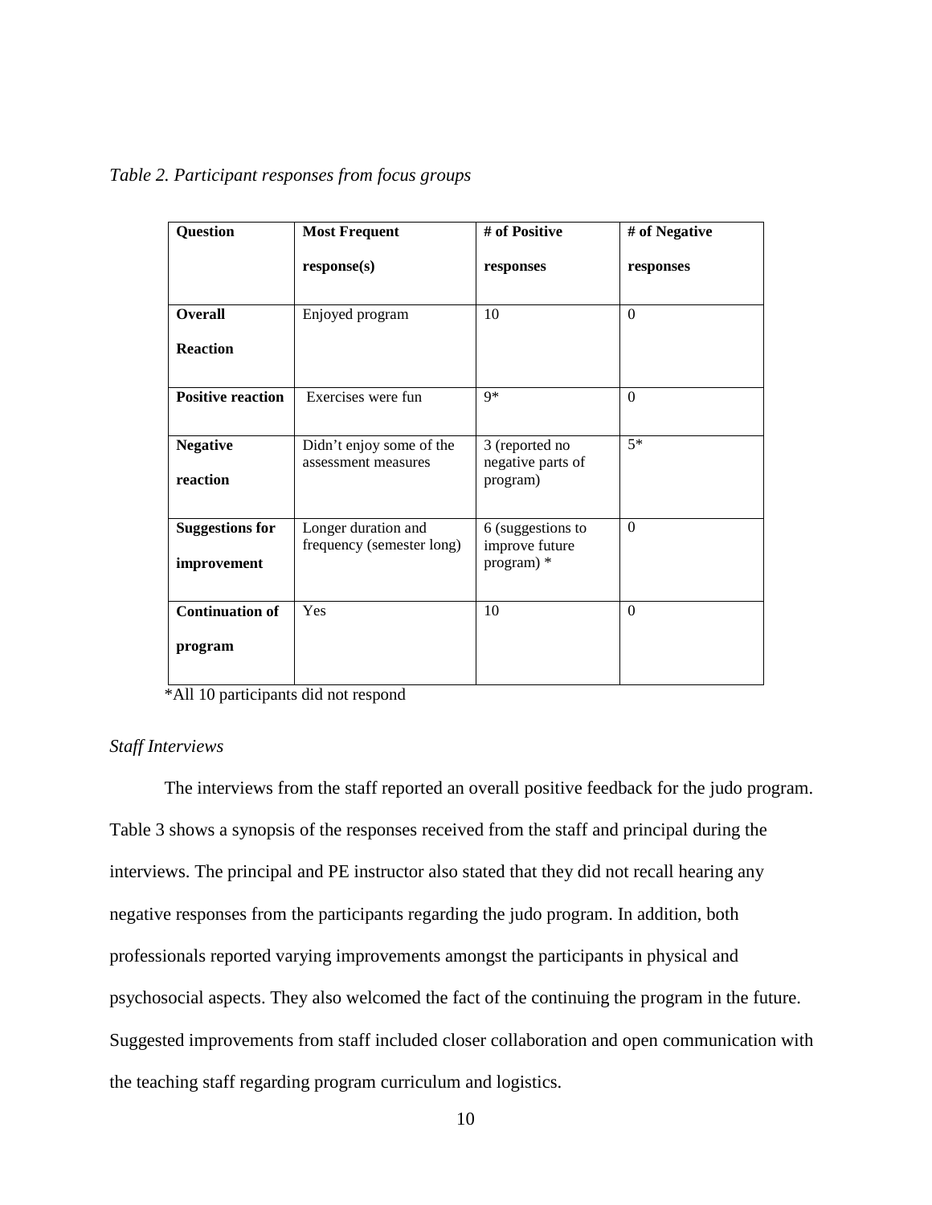*Table 2. Participant responses from focus groups*

| Question | Most Frequent response(s) | # of Positive responses | # of Negative responses |
| --- | --- | --- | --- |
| **Overall Reaction** | Enjoyed program | 10 | 0 |
| **Positive reaction** | Exercises were fun | 9* | 0 |
| **Negative reaction** | Didn't enjoy some of the assessment measures | 3 (reported no negative parts of program) | 5* |
| **Suggestions for improvement** | Longer duration and frequency (semester long) | 6 (suggestions to improve future program) * | 0 |
| **Continuation of program** | Yes | 10 | 0 |

*All 10 participants did not respond

*Staff Interviews*

The interviews from the staff reported an overall positive feedback for the judo program. Table 3 shows a synopsis of the responses received from the staff and principal during the interviews. The principal and PE instructor also stated that they did not recall hearing any negative responses from the participants regarding the judo program. In addition, both professionals reported varying improvements amongst the participants in physical and psychosocial aspects. They also welcomed the fact of the continuing the program in the future. Suggested improvements from staff included closer collaboration and open communication with the teaching staff regarding program curriculum and logistics.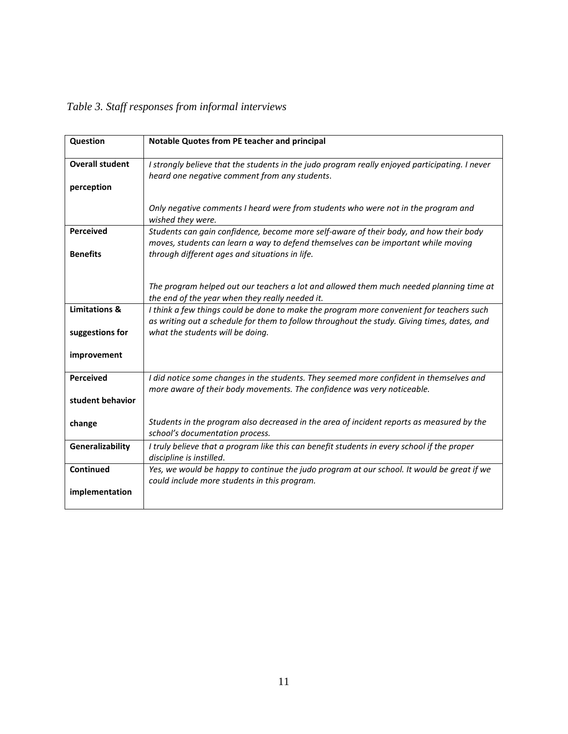*Table 3. Staff responses from informal interviews*

| **Question** | **Notable Quotes from PE teacher and principal** |
|---|---|
| **Overall student perception** | *I strongly believe that the students in the judo program really enjoyed participating. I never heard one negative comment from any students.*<br><br>*Only negative comments I heard were from students who were not in the program and wished they were.* |
| **Perceived Benefits** | *Students can gain confidence, become more self-aware of their body, and how their body moves, students can learn a way to defend themselves can be important while moving through different ages and situations in life.*<br><br>*The program helped out our teachers a lot and allowed them much needed planning time at the end of the year when they really needed it.* |
| **Limitations & suggestions for improvement** | *I think a few things could be done to make the program more convenient for teachers such as writing out a schedule for them to follow throughout the study. Giving times, dates, and what the students will be doing.* |
| **Perceived student behavior change** | *I did notice some changes in the students. They seemed more confident in themselves and more aware of their body movements. The confidence was very noticeable.*<br><br>*Students in the program also decreased in the area of incident reports as measured by the school's documentation process.* |
| **Generalizability** | *I truly believe that a program like this can benefit students in every school if the proper discipline is instilled.* |
| **Continued implementation** | *Yes, we would be happy to continue the judo program at our school. It would be great if we could include more students in this program.* |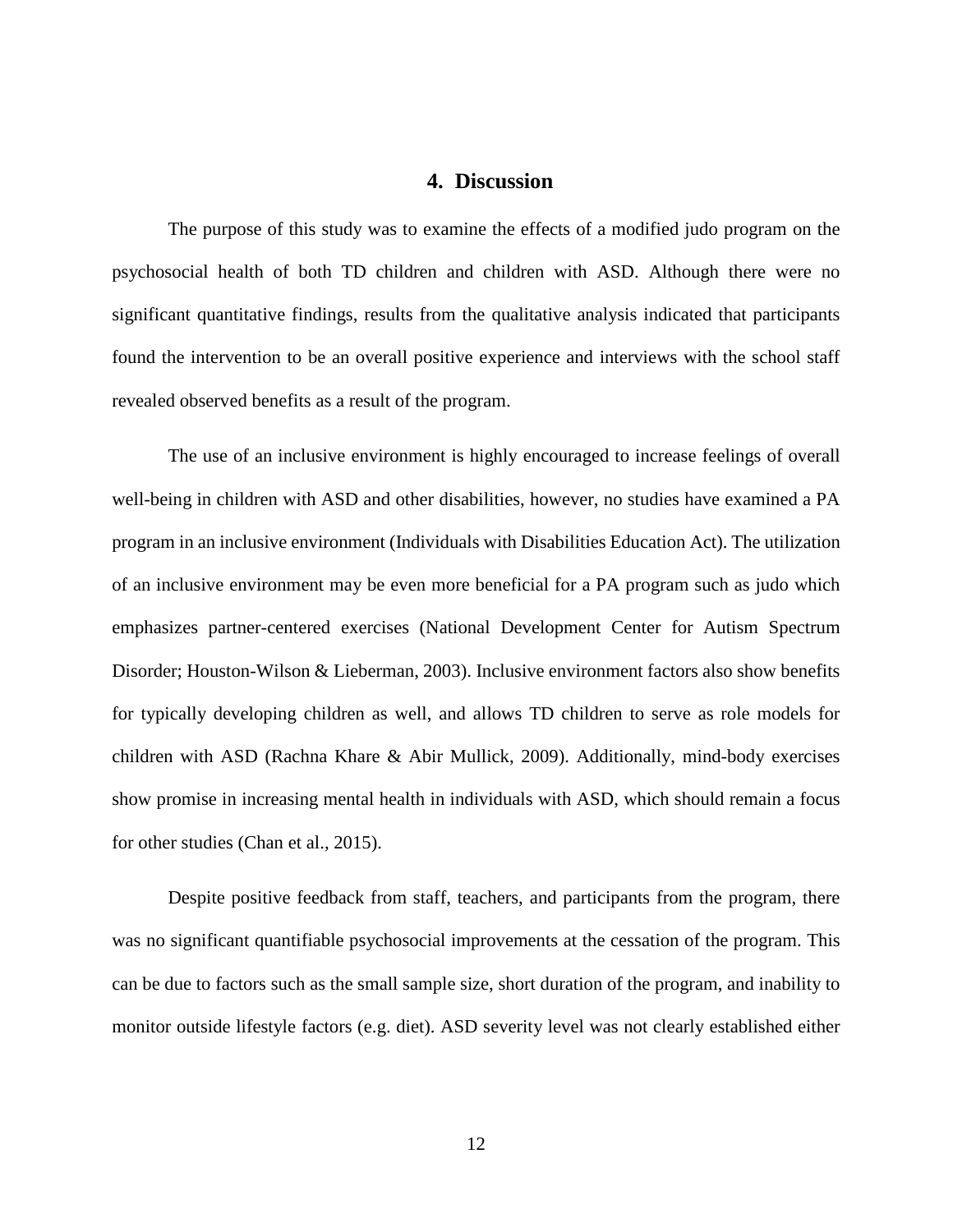# 4. Discussion

The purpose of this study was to examine the effects of a modified judo program on the psychosocial health of both TD children and children with ASD. Although there were no significant quantitative findings, results from the qualitative analysis indicated that participants found the intervention to be an overall positive experience and interviews with the school staff revealed observed benefits as a result of the program.

The use of an inclusive environment is highly encouraged to increase feelings of overall well-being in children with ASD and other disabilities, however, no studies have examined a PA program in an inclusive environment (Individuals with Disabilities Education Act). The utilization of an inclusive environment may be even more beneficial for a PA program such as judo which emphasizes partner-centered exercises (National Development Center for Autism Spectrum Disorder; Houston-Wilson & Lieberman, 2003). Inclusive environment factors also show benefits for typically developing children as well, and allows TD children to serve as role models for children with ASD (Rachna Khare & Abir Mullick, 2009). Additionally, mind-body exercises show promise in increasing mental health in individuals with ASD, which should remain a focus for other studies (Chan et al., 2015).

Despite positive feedback from staff, teachers, and participants from the program, there was no significant quantifiable psychosocial improvements at the cessation of the program. This can be due to factors such as the small sample size, short duration of the program, and inability to monitor outside lifestyle factors (e.g. diet). ASD severity level was not clearly established either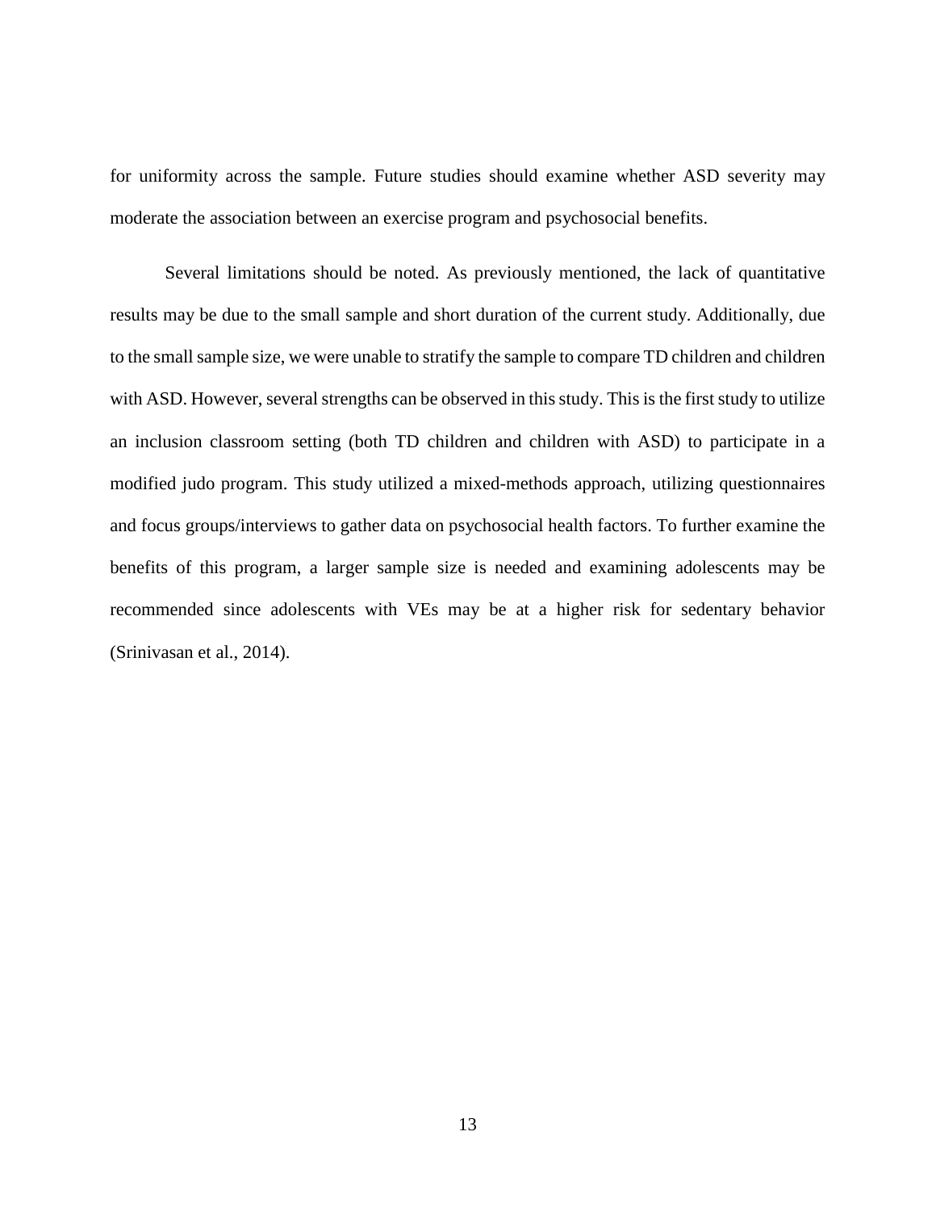for uniformity across the sample. Future studies should examine whether ASD severity may moderate the association between an exercise program and psychosocial benefits.

Several limitations should be noted. As previously mentioned, the lack of quantitative results may be due to the small sample and short duration of the current study. Additionally, due to the small sample size, we were unable to stratify the sample to compare TD children and children with ASD. However, several strengths can be observed in this study. This is the first study to utilize an inclusion classroom setting (both TD children and children with ASD) to participate in a modified judo program. This study utilized a mixed-methods approach, utilizing questionnaires and focus groups/interviews to gather data on psychosocial health factors. To further examine the benefits of this program, a larger sample size is needed and examining adolescents may be recommended since adolescents with VEs may be at a higher risk for sedentary behavior (Srinivasan et al., 2014).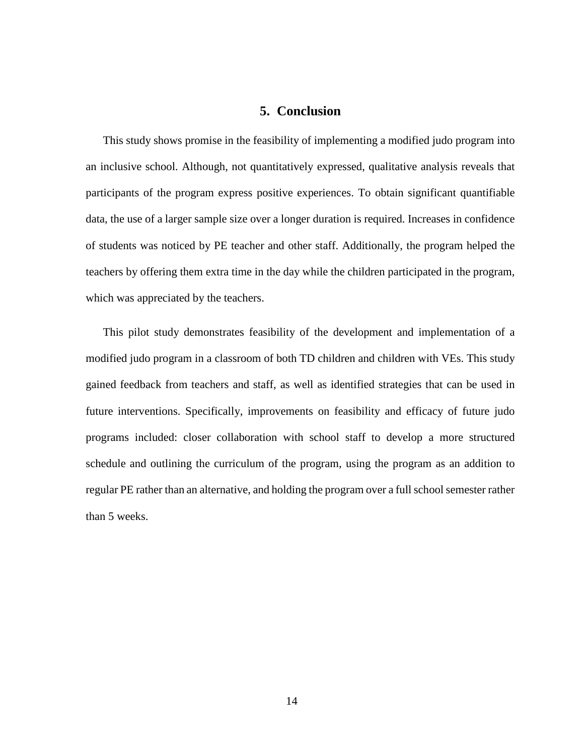## 5. Conclusion

This study shows promise in the feasibility of implementing a modified judo program into an inclusive school. Although, not quantitatively expressed, qualitative analysis reveals that participants of the program express positive experiences. To obtain significant quantifiable data, the use of a larger sample size over a longer duration is required. Increases in confidence of students was noticed by PE teacher and other staff. Additionally, the program helped the teachers by offering them extra time in the day while the children participated in the program, which was appreciated by the teachers.

This pilot study demonstrates feasibility of the development and implementation of a modified judo program in a classroom of both TD children and children with VEs. This study gained feedback from teachers and staff, as well as identified strategies that can be used in future interventions. Specifically, improvements on feasibility and efficacy of future judo programs included: closer collaboration with school staff to develop a more structured schedule and outlining the curriculum of the program, using the program as an addition to regular PE rather than an alternative, and holding the program over a full school semester rather than 5 weeks.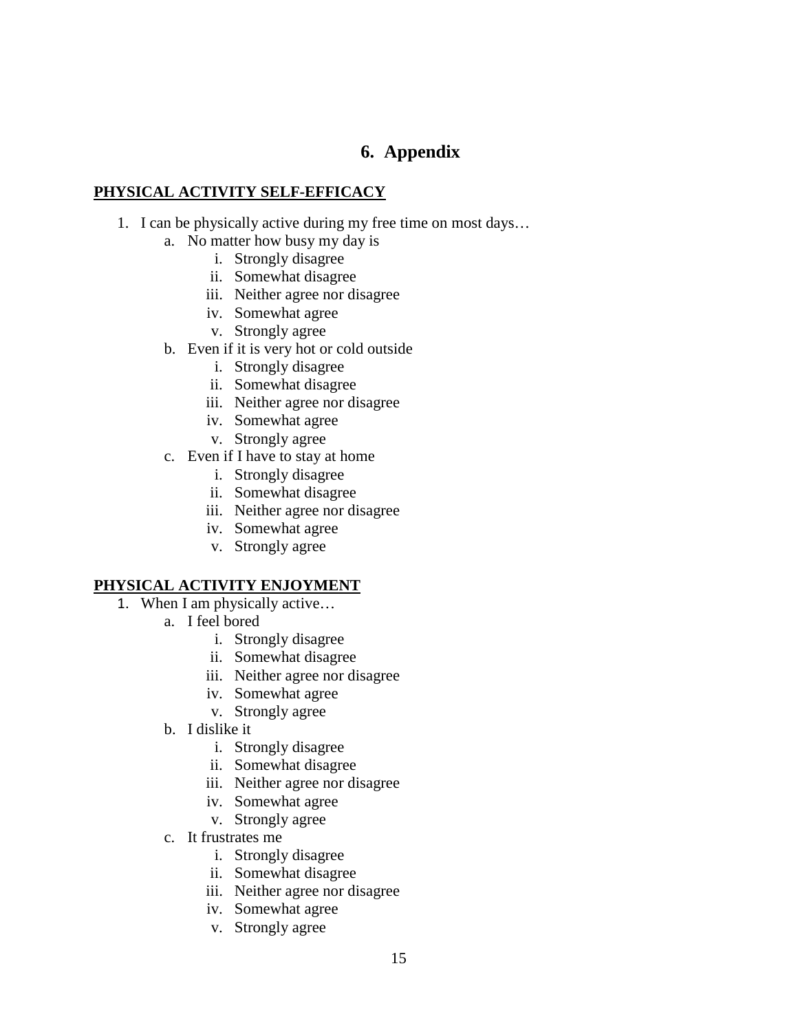# 6. Appendix

**PHYSICAL ACTIVITY SELF-EFFICACY**

1. I can be physically active during my free time on most days…
   a. No matter how busy my day is
      i. Strongly disagree
      ii. Somewhat disagree
      iii. Neither agree nor disagree
      iv. Somewhat agree
      v. Strongly agree
   b. Even if it is very hot or cold outside
      i. Strongly disagree
      ii. Somewhat disagree
      iii. Neither agree nor disagree
      iv. Somewhat agree
      v. Strongly agree
   c. Even if I have to stay at home
      i. Strongly disagree
      ii. Somewhat disagree
      iii. Neither agree nor disagree
      iv. Somewhat agree
      v. Strongly agree

**PHYSICAL ACTIVITY ENJOYMENT**

1. When I am physically active…
   a. I feel bored
      i. Strongly disagree
      ii. Somewhat disagree
      iii. Neither agree nor disagree
      iv. Somewhat agree
      v. Strongly agree
   b. I dislike it
      i. Strongly disagree
      ii. Somewhat disagree
      iii. Neither agree nor disagree
      iv. Somewhat agree
      v. Strongly agree
   c. It frustrates me
      i. Strongly disagree
      ii. Somewhat disagree
      iii. Neither agree nor disagree
      iv. Somewhat agree
      v. Strongly agree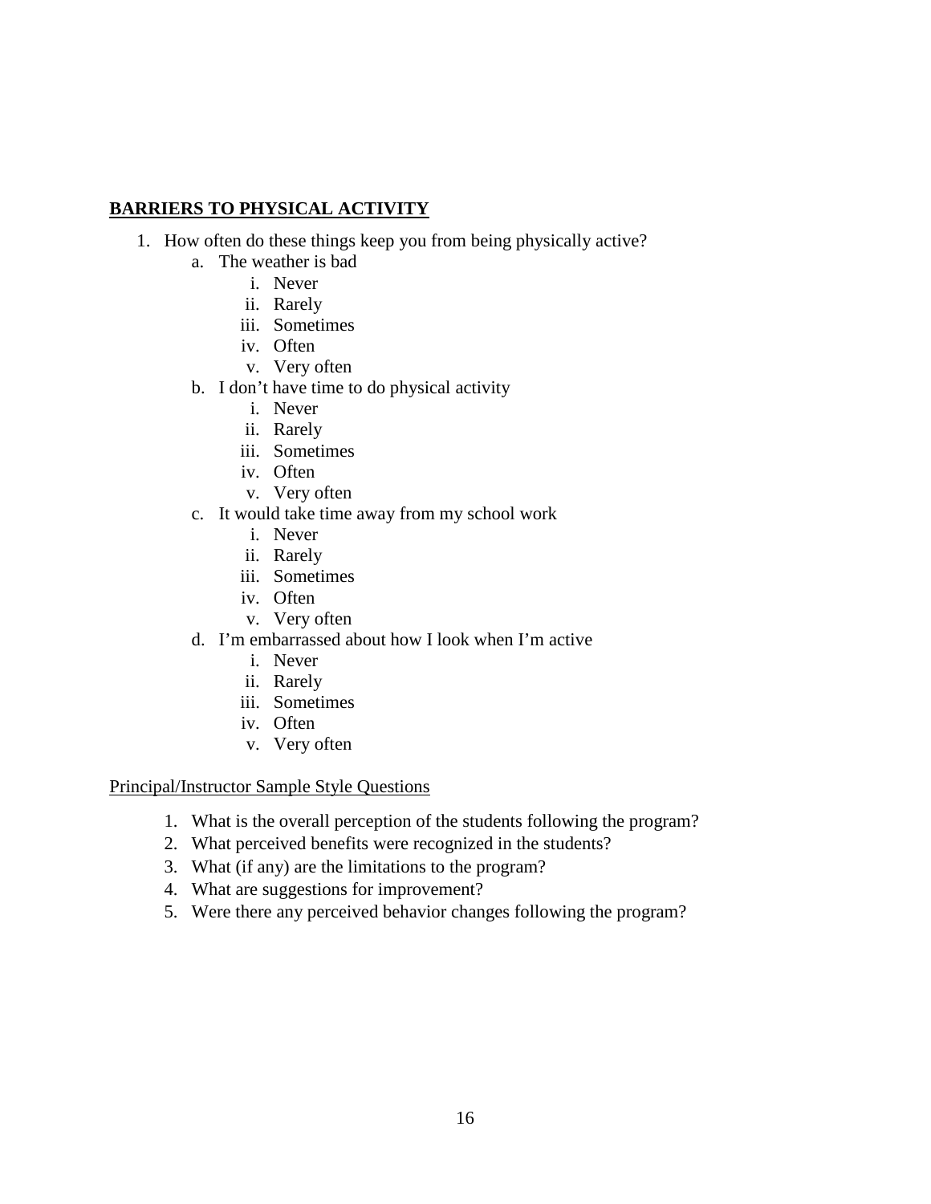**BARRIERS TO PHYSICAL ACTIVITY**

1. How often do these things keep you from being physically active?
    a. The weather is bad
        i. Never
        ii. Rarely
        iii. Sometimes
        iv. Often
        v. Very often
    b. I don't have time to do physical activity
        i. Never
        ii. Rarely
        iii. Sometimes
        iv. Often
        v. Very often
    c. It would take time away from my school work
        i. Never
        ii. Rarely
        iii. Sometimes
        iv. Often
        v. Very often
    d. I'm embarrassed about how I look when I'm active
        i. Never
        ii. Rarely
        iii. Sometimes
        iv. Often
        v. Very often

Principal/Instructor Sample Style Questions

1. What is the overall perception of the students following the program?
2. What perceived benefits were recognized in the students?
3. What (if any) are the limitations to the program?
4. What are suggestions for improvement?
5. Were there any perceived behavior changes following the program?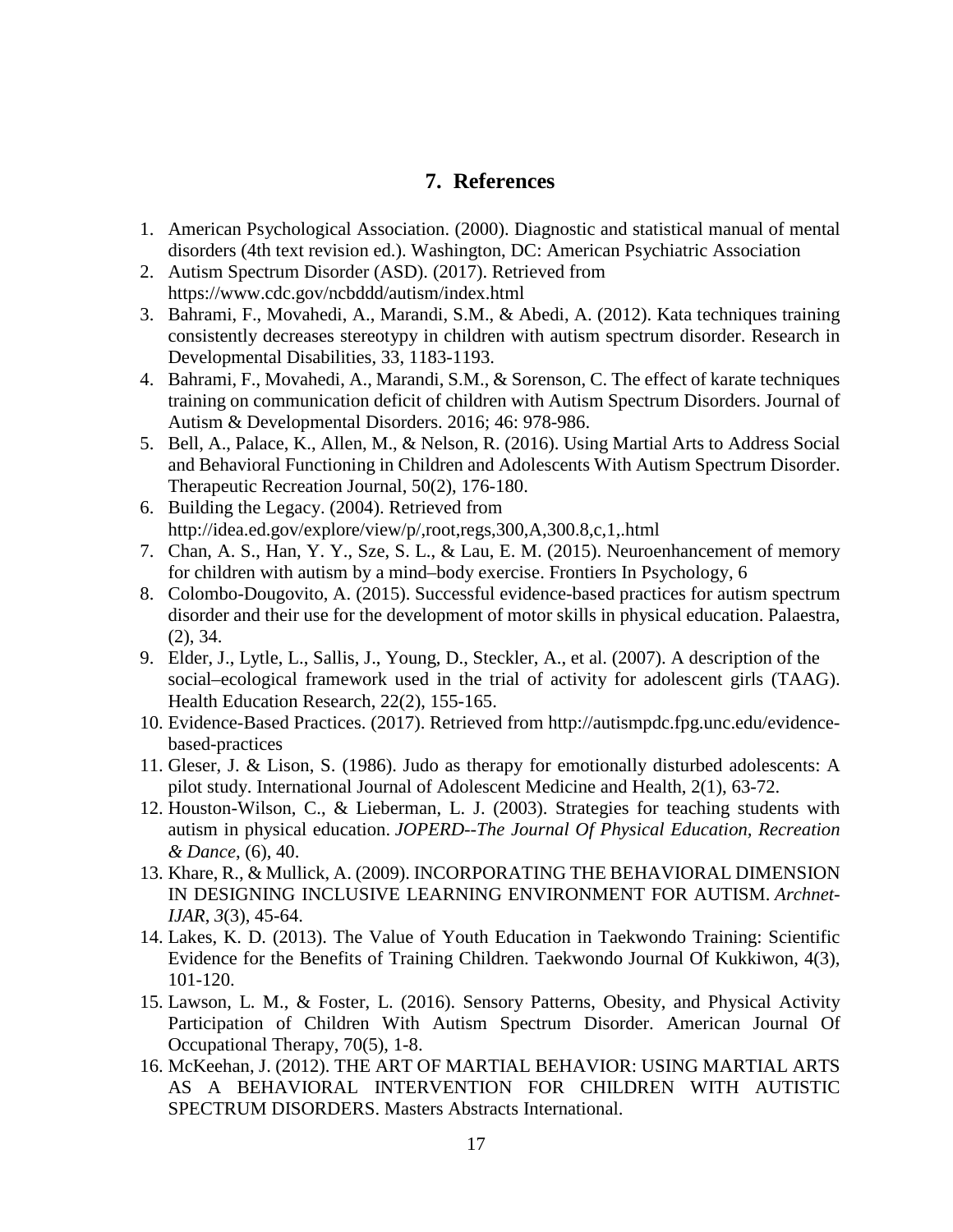## 7. References

1. American Psychological Association. (2000). Diagnostic and statistical manual of mental disorders (4th text revision ed.). Washington, DC: American Psychiatric Association
2. Autism Spectrum Disorder (ASD). (2017). Retrieved from https://www.cdc.gov/ncbddd/autism/index.html
3. Bahrami, F., Movahedi, A., Marandi, S.M., & Abedi, A. (2012). Kata techniques training consistently decreases stereotypy in children with autism spectrum disorder. Research in Developmental Disabilities, 33, 1183-1193.
4. Bahrami, F., Movahedi, A., Marandi, S.M., & Sorenson, C. The effect of karate techniques training on communication deficit of children with Autism Spectrum Disorders. Journal of Autism & Developmental Disorders. 2016; 46: 978-986.
5. Bell, A., Palace, K., Allen, M., & Nelson, R. (2016). Using Martial Arts to Address Social and Behavioral Functioning in Children and Adolescents With Autism Spectrum Disorder. Therapeutic Recreation Journal, 50(2), 176-180.
6. Building the Legacy. (2004). Retrieved from http://idea.ed.gov/explore/view/p/,root,regs,300,A,300.8,c,1,.html
7. Chan, A. S., Han, Y. Y., Sze, S. L., & Lau, E. M. (2015). Neuroenhancement of memory for children with autism by a mind–body exercise. Frontiers In Psychology, 6
8. Colombo-Dougovito, A. (2015). Successful evidence-based practices for autism spectrum disorder and their use for the development of motor skills in physical education. Palaestra, (2), 34.
9. Elder, J., Lytle, L., Sallis, J., Young, D., Steckler, A., et al. (2007). A description of the social–ecological framework used in the trial of activity for adolescent girls (TAAG). Health Education Research, 22(2), 155-165.
10. Evidence-Based Practices. (2017). Retrieved from http://autismpdc.fpg.unc.edu/evidence-based-practices
11. Gleser, J. & Lison, S. (1986). Judo as therapy for emotionally disturbed adolescents: A pilot study. International Journal of Adolescent Medicine and Health, 2(1), 63-72.
12. Houston-Wilson, C., & Lieberman, L. J. (2003). Strategies for teaching students with autism in physical education. *JOPERD--The Journal Of Physical Education, Recreation & Dance*, (6), 40.
13. Khare, R., & Mullick, A. (2009). INCORPORATING THE BEHAVIORAL DIMENSION IN DESIGNING INCLUSIVE LEARNING ENVIRONMENT FOR AUTISM. *Archnet-IJAR*, *3*(3), 45-64.
14. Lakes, K. D. (2013). The Value of Youth Education in Taekwondo Training: Scientific Evidence for the Benefits of Training Children. Taekwondo Journal Of Kukkiwon, 4(3), 101-120.
15. Lawson, L. M., & Foster, L. (2016). Sensory Patterns, Obesity, and Physical Activity Participation of Children With Autism Spectrum Disorder. American Journal Of Occupational Therapy, 70(5), 1-8.
16. McKeehan, J. (2012). THE ART OF MARTIAL BEHAVIOR: USING MARTIAL ARTS AS A BEHAVIORAL INTERVENTION FOR CHILDREN WITH AUTISTIC SPECTRUM DISORDERS. Masters Abstracts International.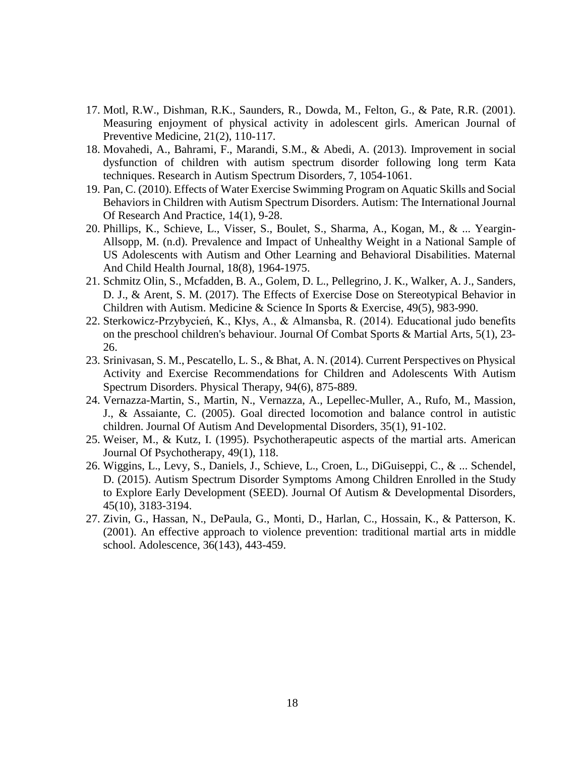17. Motl, R.W., Dishman, R.K., Saunders, R., Dowda, M., Felton, G., & Pate, R.R. (2001). Measuring enjoyment of physical activity in adolescent girls. American Journal of Preventive Medicine, 21(2), 110-117.
18. Movahedi, A., Bahrami, F., Marandi, S.M., & Abedi, A. (2013). Improvement in social dysfunction of children with autism spectrum disorder following long term Kata techniques. Research in Autism Spectrum Disorders, 7, 1054-1061.
19. Pan, C. (2010). Effects of Water Exercise Swimming Program on Aquatic Skills and Social Behaviors in Children with Autism Spectrum Disorders. Autism: The International Journal Of Research And Practice, 14(1), 9-28.
20. Phillips, K., Schieve, L., Visser, S., Boulet, S., Sharma, A., Kogan, M., & ... Yeargin-Allsopp, M. (n.d). Prevalence and Impact of Unhealthy Weight in a National Sample of US Adolescents with Autism and Other Learning and Behavioral Disabilities. Maternal And Child Health Journal, 18(8), 1964-1975.
21. Schmitz Olin, S., Mcfadden, B. A., Golem, D. L., Pellegrino, J. K., Walker, A. J., Sanders, D. J., & Arent, S. M. (2017). The Effects of Exercise Dose on Stereotypical Behavior in Children with Autism. Medicine & Science In Sports & Exercise, 49(5), 983-990.
22. Sterkowicz-Przybycień, K., Kłys, A., & Almansba, R. (2014). Educational judo benefits on the preschool children's behaviour. Journal Of Combat Sports & Martial Arts, 5(1), 23-26.
23. Srinivasan, S. M., Pescatello, L. S., & Bhat, A. N. (2014). Current Perspectives on Physical Activity and Exercise Recommendations for Children and Adolescents With Autism Spectrum Disorders. Physical Therapy, 94(6), 875-889.
24. Vernazza-Martin, S., Martin, N., Vernazza, A., Lepellec-Muller, A., Rufo, M., Massion, J., & Assaiante, C. (2005). Goal directed locomotion and balance control in autistic children. Journal Of Autism And Developmental Disorders, 35(1), 91-102.
25. Weiser, M., & Kutz, I. (1995). Psychotherapeutic aspects of the martial arts. American Journal Of Psychotherapy, 49(1), 118.
26. Wiggins, L., Levy, S., Daniels, J., Schieve, L., Croen, L., DiGuiseppi, C., & ... Schendel, D. (2015). Autism Spectrum Disorder Symptoms Among Children Enrolled in the Study to Explore Early Development (SEED). Journal Of Autism & Developmental Disorders, 45(10), 3183-3194.
27. Zivin, G., Hassan, N., DePaula, G., Monti, D., Harlan, C., Hossain, K., & Patterson, K. (2001). An effective approach to violence prevention: traditional martial arts in middle school. Adolescence, 36(143), 443-459.